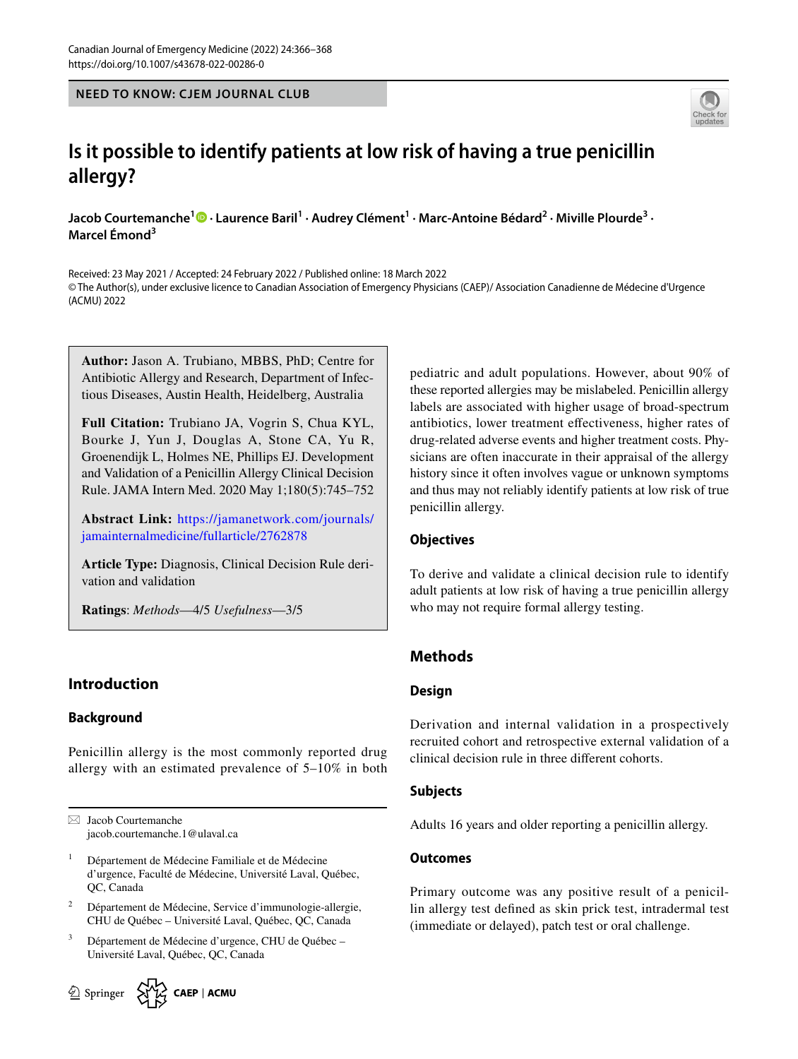NEED TO KNOW: CJEM JOURNAL CLUB

# Is it possible to identify patients at low risk of having a true penicillin allergy?

**Jacob Courtemanche**[1] · **Laurence Baril**[1] · **Audrey Clément**[1] · **Marc-Antoine Bédard**[2] · **Miville Plourde**[3] · **Marcel Émond**[3]

Received: 23 May 2021 / Accepted: 24 February 2022 / Published online: 18 March 2022
© The Author(s), under exclusive licence to Canadian Association of Emergency Physicians (CAEP)/ Association Canadienne de Médecine d'Urgence (ACMU) 2022

**Author:** Jason A. Trubiano, MBBS, PhD; Centre for Antibiotic Allergy and Research, Department of Infectious Diseases, Austin Health, Heidelberg, Australia

**Full Citation:** Trubiano JA, Vogrin S, Chua KYL, Bourke J, Yun J, Douglas A, Stone CA, Yu R, Groenendijk L, Holmes NE, Phillips EJ. Development and Validation of a Penicillin Allergy Clinical Decision Rule. JAMA Intern Med. 2020 May 1;180(5):745–752

**Abstract Link:** https://jamanetwork.com/journals/jamainternalmedicine/fullarticle/2762878

**Article Type:** Diagnosis, Clinical Decision Rule derivation and validation

**Ratings**: *Methods*—4/5 *Usefulness*—3/5

## Introduction

### Background

Penicillin allergy is the most commonly reported drug allergy with an estimated prevalence of 5–10% in both pediatric and adult populations. However, about 90% of these reported allergies may be mislabeled. Penicillin allergy labels are associated with higher usage of broad-spectrum antibiotics, lower treatment effectiveness, higher rates of drug-related adverse events and higher treatment costs. Physicians are often inaccurate in their appraisal of the allergy history since it often involves vague or unknown symptoms and thus may not reliably identify patients at low risk of true penicillin allergy.

### Objectives

To derive and validate a clinical decision rule to identify adult patients at low risk of having a true penicillin allergy who may not require formal allergy testing.

## Methods

### Design

Derivation and internal validation in a prospectively recruited cohort and retrospective external validation of a clinical decision rule in three different cohorts.

### Subjects

Adults 16 years and older reporting a penicillin allergy.

### Outcomes

Primary outcome was any positive result of a penicillin allergy test defined as skin prick test, intradermal test (immediate or delayed), patch test or oral challenge.

✉ Jacob Courtemanche
jacob.courtemanche.1@ulaval.ca

[1] Département de Médecine Familiale et de Médecine d'urgence, Faculté de Médecine, Université Laval, Québec, QC, Canada

[2] Département de Médecine, Service d'immunologie-allergie, CHU de Québec – Université Laval, Québec, QC, Canada

[3] Département de Médecine d'urgence, CHU de Québec – Université Laval, Québec, QC, Canada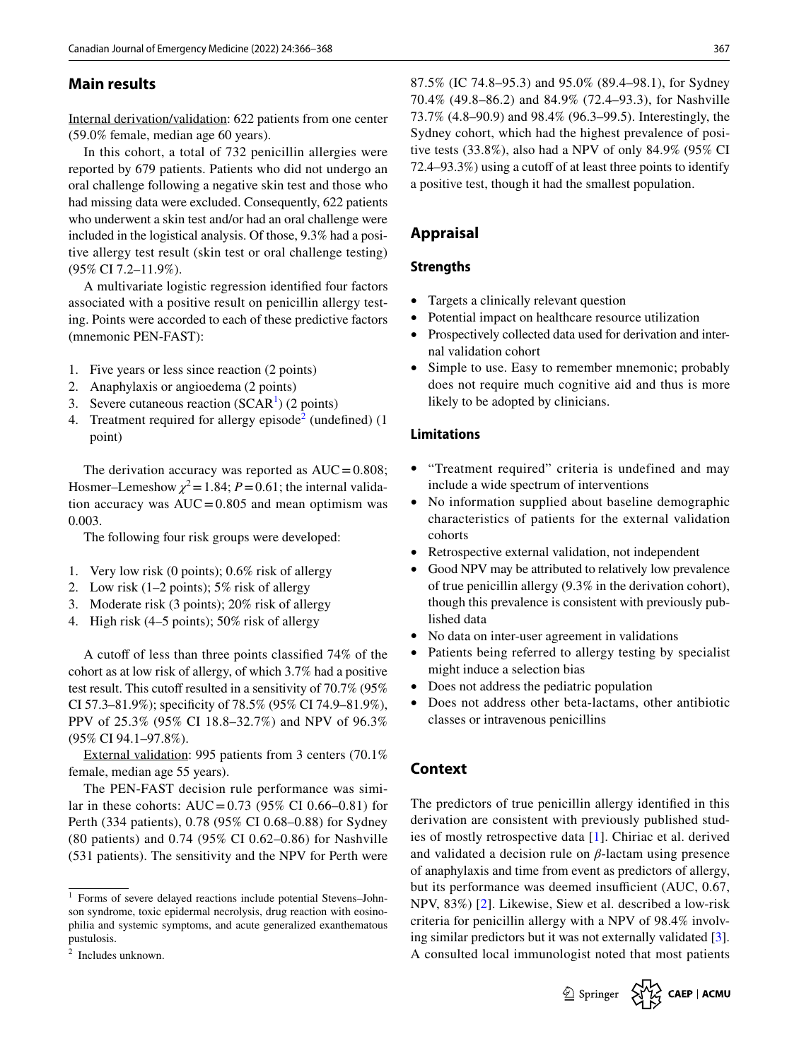## Main results

Internal derivation/validation: 622 patients from one center (59.0% female, median age 60 years).

In this cohort, a total of 732 penicillin allergies were reported by 679 patients. Patients who did not undergo an oral challenge following a negative skin test and those who had missing data were excluded. Consequently, 622 patients who underwent a skin test and/or had an oral challenge were included in the logistical analysis. Of those, 9.3% had a positive allergy test result (skin test or oral challenge testing) (95% CI 7.2–11.9%).

A multivariate logistic regression identified four factors associated with a positive result on penicillin allergy testing. Points were accorded to each of these predictive factors (mnemonic PEN-FAST):

1. Five years or less since reaction (2 points)
2. Anaphylaxis or angioedema (2 points)
3. Severe cutaneous reaction (SCAR[1]) (2 points)
4. Treatment required for allergy episode[2] (undefined) (1 point)

The derivation accuracy was reported as AUC = 0.808; Hosmer–Lemeshow $\chi^2 = 1.84$; $P = 0.61$; the internal validation accuracy was AUC = 0.805 and mean optimism was 0.003.

The following four risk groups were developed:

1. Very low risk (0 points); 0.6% risk of allergy
2. Low risk (1–2 points); 5% risk of allergy
3. Moderate risk (3 points); 20% risk of allergy
4. High risk (4–5 points); 50% risk of allergy

A cutoff of less than three points classified 74% of the cohort as at low risk of allergy, of which 3.7% had a positive test result. This cutoff resulted in a sensitivity of 70.7% (95% CI 57.3–81.9%); specificity of 78.5% (95% CI 74.9–81.9%), PPV of 25.3% (95% CI 18.8–32.7%) and NPV of 96.3% (95% CI 94.1–97.8%).

External validation: 995 patients from 3 centers (70.1% female, median age 55 years).

The PEN-FAST decision rule performance was similar in these cohorts: AUC = 0.73 (95% CI 0.66–0.81) for Perth (334 patients), 0.78 (95% CI 0.68–0.88) for Sydney (80 patients) and 0.74 (95% CI 0.62–0.86) for Nashville (531 patients). The sensitivity and the NPV for Perth were 87.5% (IC 74.8–95.3) and 95.0% (89.4–98.1), for Sydney 70.4% (49.8–86.2) and 84.9% (72.4–93.3), for Nashville 73.7% (4.8–90.9) and 98.4% (96.3–99.5). Interestingly, the Sydney cohort, which had the highest prevalence of positive tests (33.8%), also had a NPV of only 84.9% (95% CI 72.4–93.3%) using a cutoff of at least three points to identify a positive test, though it had the smallest population.

## Appraisal

### Strengths

- Targets a clinically relevant question
- Potential impact on healthcare resource utilization
- Prospectively collected data used for derivation and internal validation cohort
- Simple to use. Easy to remember mnemonic; probably does not require much cognitive aid and thus is more likely to be adopted by clinicians.

### Limitations

- "Treatment required" criteria is undefined and may include a wide spectrum of interventions
- No information supplied about baseline demographic characteristics of patients for the external validation cohorts
- Retrospective external validation, not independent
- Good NPV may be attributed to relatively low prevalence of true penicillin allergy (9.3% in the derivation cohort), though this prevalence is consistent with previously published data
- No data on inter-user agreement in validations
- Patients being referred to allergy testing by specialist might induce a selection bias
- Does not address the pediatric population
- Does not address other beta-lactams, other antibiotic classes or intravenous penicillins

## Context

The predictors of true penicillin allergy identified in this derivation are consistent with previously published studies of mostly retrospective data [1]. Chiriac et al. derived and validated a decision rule on $\beta$-lactam using presence of anaphylaxis and time from event as predictors of allergy, but its performance was deemed insufficient (AUC, 0.67, NPV, 83%) [2]. Likewise, Siew et al. described a low-risk criteria for penicillin allergy with a NPV of 98.4% involving similar predictors but it was not externally validated [3]. A consulted local immunologist noted that most patients

[1] Forms of severe delayed reactions include potential Stevens–Johnson syndrome, toxic epidermal necrolysis, drug reaction with eosinophilia and systemic symptoms, and acute generalized exanthematous pustulosis.

[2] Includes unknown.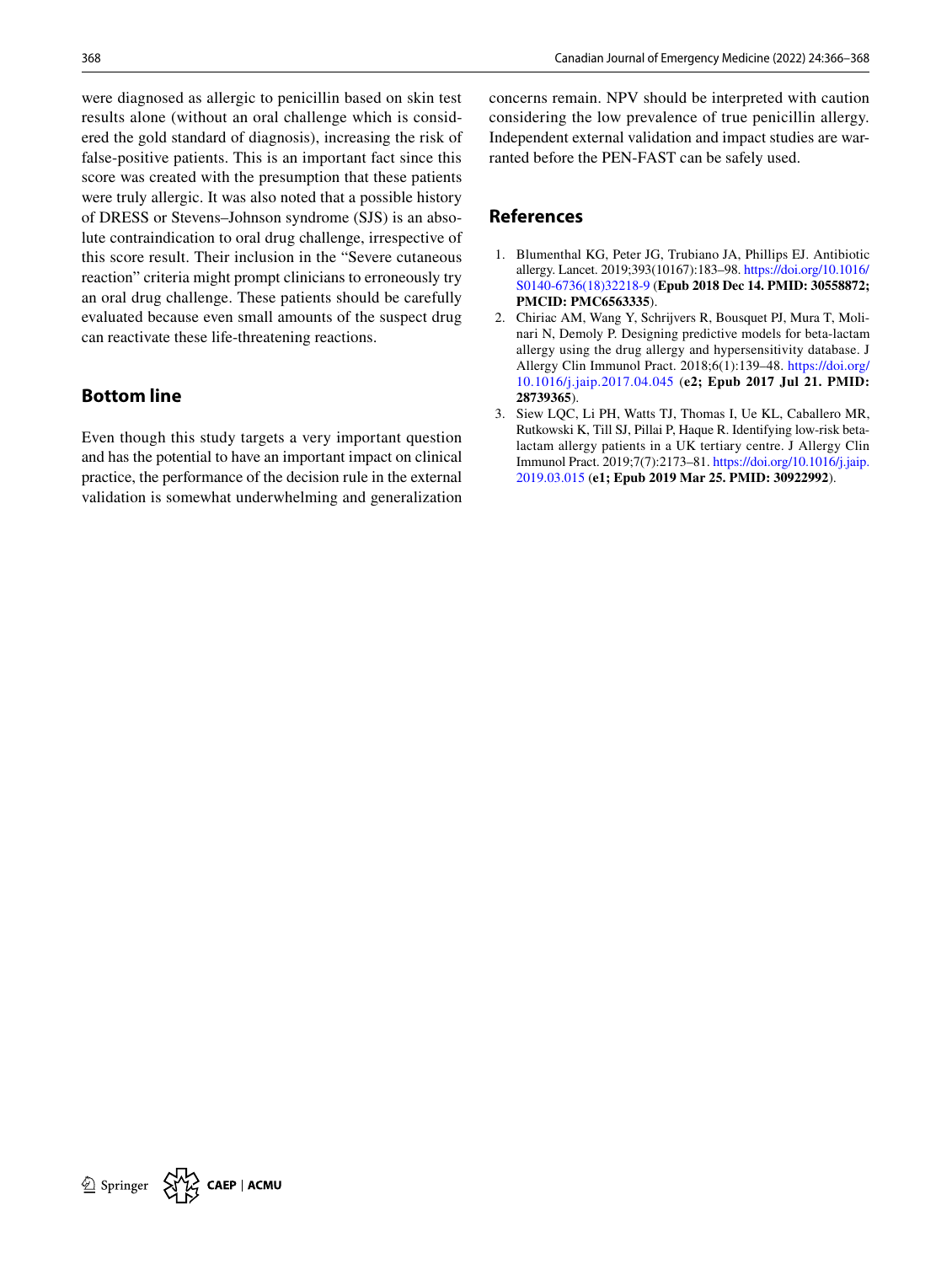were diagnosed as allergic to penicillin based on skin test results alone (without an oral challenge which is considered the gold standard of diagnosis), increasing the risk of false-positive patients. This is an important fact since this score was created with the presumption that these patients were truly allergic. It was also noted that a possible history of DRESS or Stevens–Johnson syndrome (SJS) is an absolute contraindication to oral drug challenge, irrespective of this score result. Their inclusion in the "Severe cutaneous reaction" criteria might prompt clinicians to erroneously try an oral drug challenge. These patients should be carefully evaluated because even small amounts of the suspect drug can reactivate these life-threatening reactions.

## Bottom line

Even though this study targets a very important question and has the potential to have an important impact on clinical practice, the performance of the decision rule in the external validation is somewhat underwhelming and generalization concerns remain. NPV should be interpreted with caution considering the low prevalence of true penicillin allergy. Independent external validation and impact studies are warranted before the PEN-FAST can be safely used.

## References

1. Blumenthal KG, Peter JG, Trubiano JA, Phillips EJ. Antibiotic allergy. Lancet. 2019;393(10167):183–98. https://doi.org/10.1016/S0140-6736(18)32218-9 (**Epub 2018 Dec 14. PMID: 30558872; PMCID: PMC6563335**).
2. Chiriac AM, Wang Y, Schrijvers R, Bousquet PJ, Mura T, Molinari N, Demoly P. Designing predictive models for beta-lactam allergy using the drug allergy and hypersensitivity database. J Allergy Clin Immunol Pract. 2018;6(1):139–48. https://doi.org/10.1016/j.jaip.2017.04.045 (**e2; Epub 2017 Jul 21. PMID: 28739365**).
3. Siew LQC, Li PH, Watts TJ, Thomas I, Ue KL, Caballero MR, Rutkowski K, Till SJ, Pillai P, Haque R. Identifying low-risk beta-lactam allergy patients in a UK tertiary centre. J Allergy Clin Immunol Pract. 2019;7(7):2173–81. https://doi.org/10.1016/j.jaip.2019.03.015 (**e1; Epub 2019 Mar 25. PMID: 30922992**).